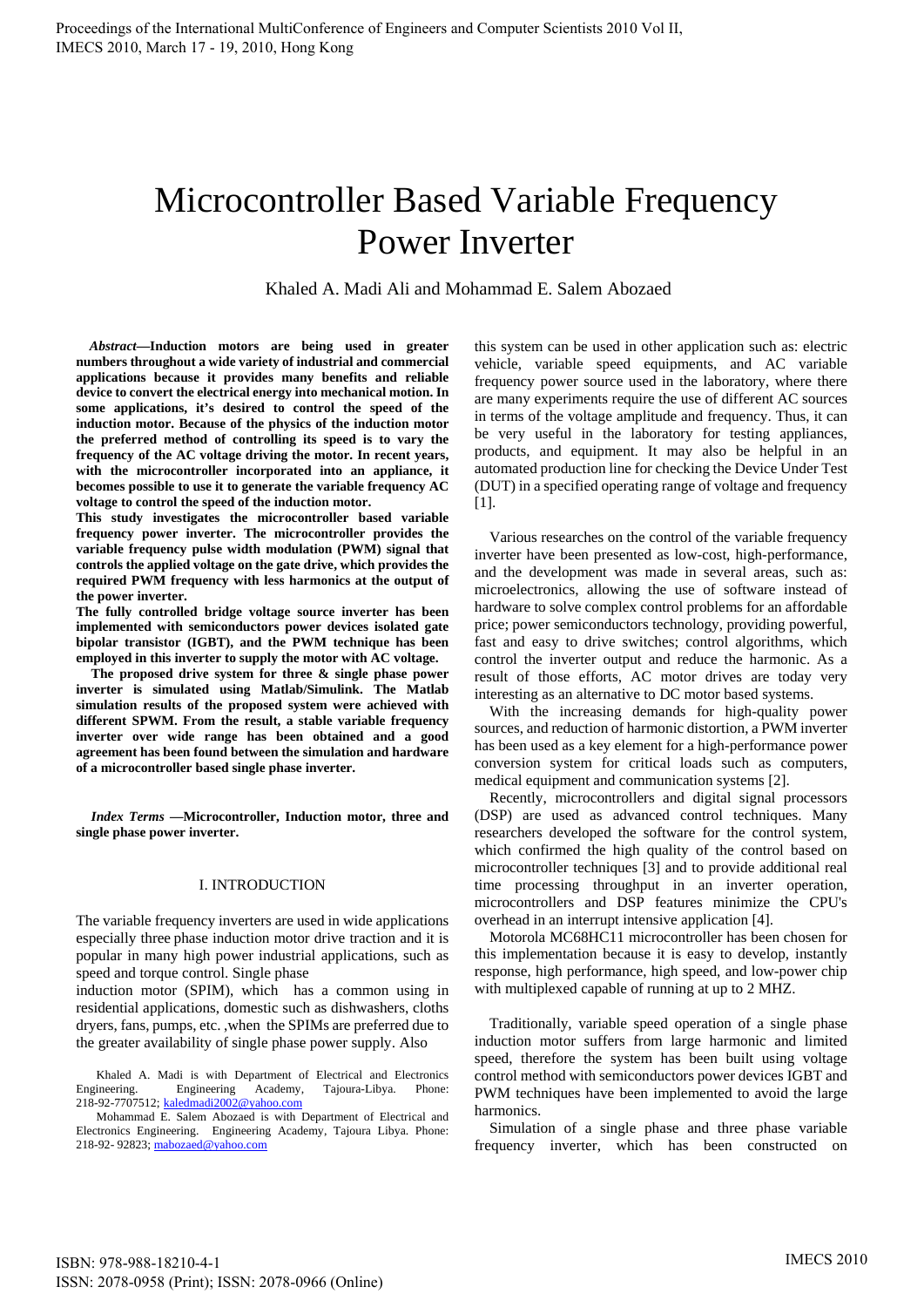# Microcontroller Based Variable Frequency Power Inverter

Khaled A. Madi Ali and Mohammad E. Salem Abozaed

***Abstract*—Induction motors are being used in greater numbers throughout a wide variety of industrial and commercial applications because it provides many benefits and reliable device to convert the electrical energy into mechanical motion. In some applications, it's desired to control the speed of the induction motor. Because of the physics of the induction motor the preferred method of controlling its speed is to vary the frequency of the AC voltage driving the motor. In recent years, with the microcontroller incorporated into an appliance, it becomes possible to use it to generate the variable frequency AC voltage to control the speed of the induction motor.**

**This study investigates the microcontroller based variable frequency power inverter. The microcontroller provides the variable frequency pulse width modulation (PWM) signal that controls the applied voltage on the gate drive, which provides the required PWM frequency with less harmonics at the output of the power inverter.**

**The fully controlled bridge voltage source inverter has been implemented with semiconductors power devices isolated gate bipolar transistor (IGBT), and the PWM technique has been employed in this inverter to supply the motor with AC voltage.**

**The proposed drive system for three & single phase power inverter is simulated using Matlab/Simulink. The Matlab simulation results of the proposed system were achieved with different SPWM. From the result, a stable variable frequency inverter over wide range has been obtained and a good agreement has been found between the simulation and hardware of a microcontroller based single phase inverter.**

***Index Terms*** **—Microcontroller, Induction motor, three and single phase power inverter.**

## I. INTRODUCTION

The variable frequency inverters are used in wide applications especially three phase induction motor drive traction and it is popular in many high power industrial applications, such as speed and torque control. Single phase induction motor (SPIM), which has a common using in residential applications, domestic such as dishwashers, cloths dryers, fans, pumps, etc. ,when the SPIMs are preferred due to the greater availability of single phase power supply. Also this system can be used in other application such as: electric vehicle, variable speed equipments, and AC variable frequency power source used in the laboratory, where there are many experiments require the use of different AC sources in terms of the voltage amplitude and frequency. Thus, it can be very useful in the laboratory for testing appliances, products, and equipment. It may also be helpful in an automated production line for checking the Device Under Test (DUT) in a specified operating range of voltage and frequency [1].

Various researches on the control of the variable frequency inverter have been presented as low-cost, high-performance, and the development was made in several areas, such as: microelectronics, allowing the use of software instead of hardware to solve complex control problems for an affordable price; power semiconductors technology, providing powerful, fast and easy to drive switches; control algorithms, which control the inverter output and reduce the harmonic. As a result of those efforts, AC motor drives are today very interesting as an alternative to DC motor based systems.

With the increasing demands for high-quality power sources, and reduction of harmonic distortion, a PWM inverter has been used as a key element for a high-performance power conversion system for critical loads such as computers, medical equipment and communication systems [2].

Recently, microcontrollers and digital signal processors (DSP) are used as advanced control techniques. Many researchers developed the software for the control system, which confirmed the high quality of the control based on microcontroller techniques [3] and to provide additional real time processing throughput in an inverter operation, microcontrollers and DSP features minimize the CPU's overhead in an interrupt intensive application [4].

Motorola MC68HC11 microcontroller has been chosen for this implementation because it is easy to develop, instantly response, high performance, high speed, and low-power chip with multiplexed capable of running at up to 2 MHZ.

Traditionally, variable speed operation of a single phase induction motor suffers from large harmonic and limited speed, therefore the system has been built using voltage control method with semiconductors power devices IGBT and PWM techniques have been implemented to avoid the large harmonics.

Simulation of a single phase and three phase variable frequency inverter, which has been constructed on

Khaled A. Madi is with Department of Electrical and Electronics Engineering. Engineering Academy, Tajoura-Libya. Phone: 218-92-7707512; kaledmadi2002@yahoo.com

Mohammad E. Salem Abozaed is with Department of Electrical and Electronics Engineering. Engineering Academy, Tajoura Libya. Phone: 218-92- 92823; mabozaed@yahoo.com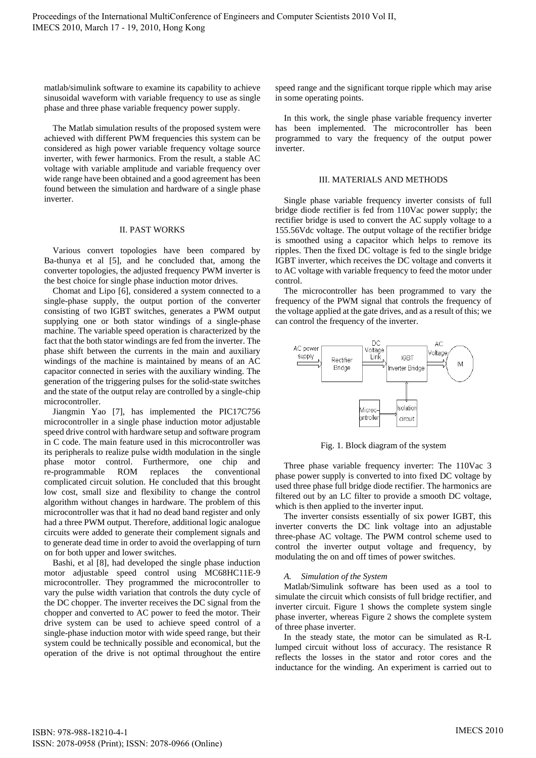matlab/simulink software to examine its capability to achieve sinusoidal waveform with variable frequency to use as single phase and three phase variable frequency power supply.

The Matlab simulation results of the proposed system were achieved with different PWM frequencies this system can be considered as high power variable frequency voltage source inverter, with fewer harmonics. From the result, a stable AC voltage with variable amplitude and variable frequency over wide range have been obtained and a good agreement has been found between the simulation and hardware of a single phase inverter.

## II. PAST WORKS

Various convert topologies have been compared by Ba-thunya et al [5], and he concluded that, among the converter topologies, the adjusted frequency PWM inverter is the best choice for single phase induction motor drives.

Chomat and Lipo [6], considered a system connected to a single-phase supply, the output portion of the converter consisting of two IGBT switches, generates a PWM output supplying one or both stator windings of a single-phase machine. The variable speed operation is characterized by the fact that the both stator windings are fed from the inverter. The phase shift between the currents in the main and auxiliary windings of the machine is maintained by means of an AC capacitor connected in series with the auxiliary winding. The generation of the triggering pulses for the solid-state switches and the state of the output relay are controlled by a single-chip microcontroller.

Jiangmin Yao [7], has implemented the PIC17C756 microcontroller in a single phase induction motor adjustable speed drive control with hardware setup and software program in C code. The main feature used in this microcontroller was its peripherals to realize pulse width modulation in the single phase motor control. Furthermore, one chip and re-programmable ROM replaces the conventional complicated circuit solution. He concluded that this brought low cost, small size and flexibility to change the control algorithm without changes in hardware. The problem of this microcontroller was that it had no dead band register and only had a three PWM output. Therefore, additional logic analogue circuits were added to generate their complement signals and to generate dead time in order to avoid the overlapping of turn on for both upper and lower switches.

Bashi, et al [8], had developed the single phase induction motor adjustable speed control using MC68HC11E-9 microcontroller. They programmed the microcontroller to vary the pulse width variation that controls the duty cycle of the DC chopper. The inverter receives the DC signal from the chopper and converted to AC power to feed the motor. Their drive system can be used to achieve speed control of a single-phase induction motor with wide speed range, but their system could be technically possible and economical, but the operation of the drive is not optimal throughout the entire speed range and the significant torque ripple which may arise in some operating points.

In this work, the single phase variable frequency inverter has been implemented. The microcontroller has been programmed to vary the frequency of the output power inverter.

## III. MATERIALS AND METHODS

Single phase variable frequency inverter consists of full bridge diode rectifier is fed from 110Vac power supply; the rectifier bridge is used to convert the AC supply voltage to a 155.56Vdc voltage. The output voltage of the rectifier bridge is smoothed using a capacitor which helps to remove its ripples. Then the fixed DC voltage is fed to the single bridge IGBT inverter, which receives the DC voltage and converts it to AC voltage with variable frequency to feed the motor under control.

The microcontroller has been programmed to vary the frequency of the PWM signal that controls the frequency of the voltage applied at the gate drives, and as a result of this; we can control the frequency of the inverter.

Fig. 1. Block diagram of the system

Three phase variable frequency inverter: The 110Vac 3 phase power supply is converted to into fixed DC voltage by used three phase full bridge diode rectifier. The harmonics are filtered out by an LC filter to provide a smooth DC voltage, which is then applied to the inverter input.

The inverter consists essentially of six power IGBT, this inverter converts the DC link voltage into an adjustable three-phase AC voltage. The PWM control scheme used to control the inverter output voltage and frequency, by modulating the on and off times of power switches.

### *A. Simulation of the System*

Matlab/Simulink software has been used as a tool to simulate the circuit which consists of full bridge rectifier, and inverter circuit. Figure 1 shows the complete system single phase inverter, whereas Figure 2 shows the complete system of three phase inverter.

In the steady state, the motor can be simulated as R-L lumped circuit without loss of accuracy. The resistance R reflects the losses in the stator and rotor cores and the inductance for the winding. An experiment is carried out to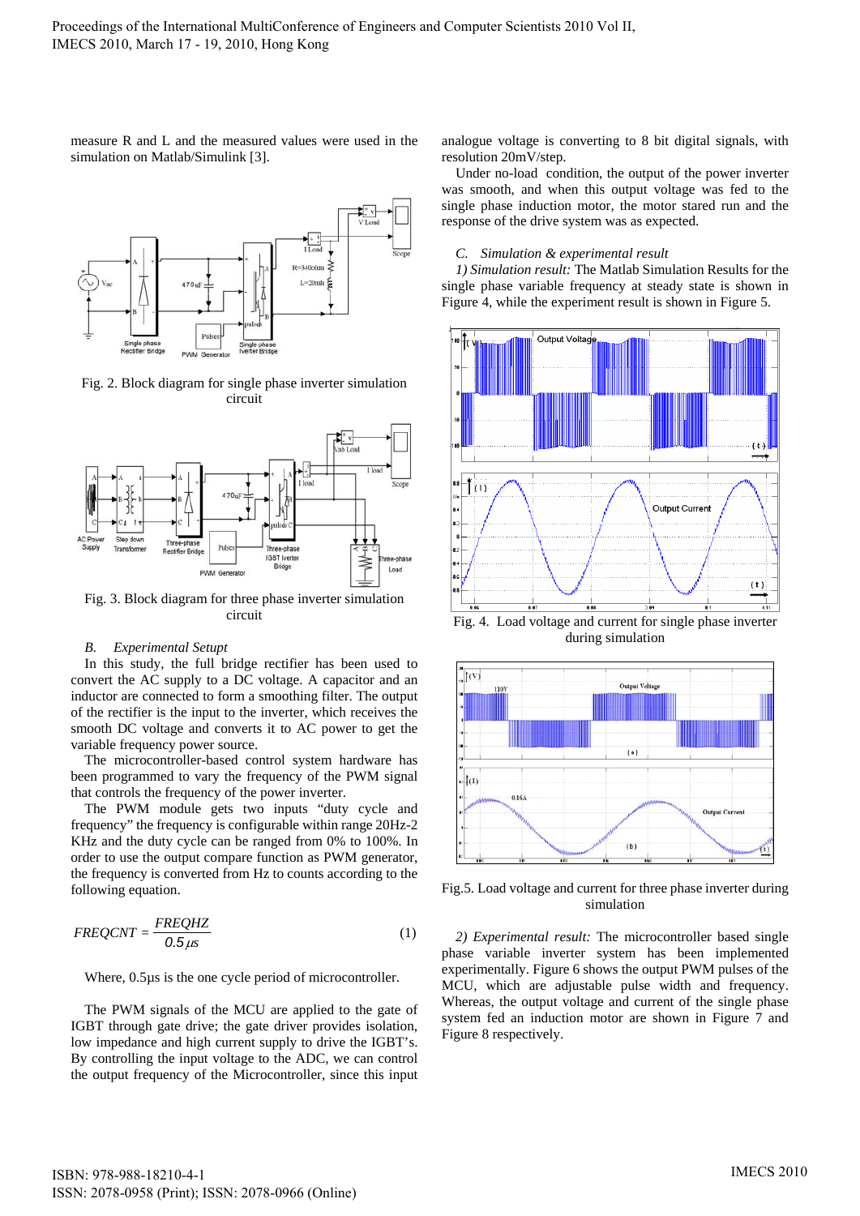measure R and L and the measured values were used in the simulation on Matlab/Simulink [3].

Fig. 2. Block diagram for single phase inverter simulation circuit

Fig. 3. Block diagram for three phase inverter simulation circuit

### *B. Experimental Setup*

In this study, the full bridge rectifier has been used to convert the AC supply to a DC voltage. A capacitor and an inductor are connected to form a smoothing filter. The output of the rectifier is the input to the inverter, which receives the smooth DC voltage and converts it to AC power to get the variable frequency power source.

The microcontroller-based control system hardware has been programmed to vary the frequency of the PWM signal that controls the frequency of the power inverter.

The PWM module gets two inputs "duty cycle and frequency" the frequency is configurable within range 20Hz-2 KHz and the duty cycle can be ranged from 0% to 100%. In order to use the output compare function as PWM generator, the frequency is converted from Hz to counts according to the following equation.

$$FREQCNT = \frac{FREQHZ}{0.5\mu s} \quad (1)$$

Where, 0.5µs is the one cycle period of microcontroller.

The PWM signals of the MCU are applied to the gate of IGBT through gate drive; the gate driver provides isolation, low impedance and high current supply to drive the IGBT's. By controlling the input voltage to the ADC, we can control the output frequency of the Microcontroller, since this input analogue voltage is converting to 8 bit digital signals, with resolution 20mV/step.

Under no-load condition, the output of the power inverter was smooth, and when this output voltage was fed to the single phase induction motor, the motor stared run and the response of the drive system was as expected.

### *C. Simulation & experimental result*

*1) Simulation result:* The Matlab Simulation Results for the single phase variable frequency at steady state is shown in Figure 4, while the experiment result is shown in Figure 5.

Fig. 4. Load voltage and current for single phase inverter during simulation

Fig.5. Load voltage and current for three phase inverter during simulation

*2) Experimental result:* The microcontroller based single phase variable inverter system has been implemented experimentally. Figure 6 shows the output PWM pulses of the MCU, which are adjustable pulse width and frequency. Whereas, the output voltage and current of the single phase system fed an induction motor are shown in Figure 7 and Figure 8 respectively.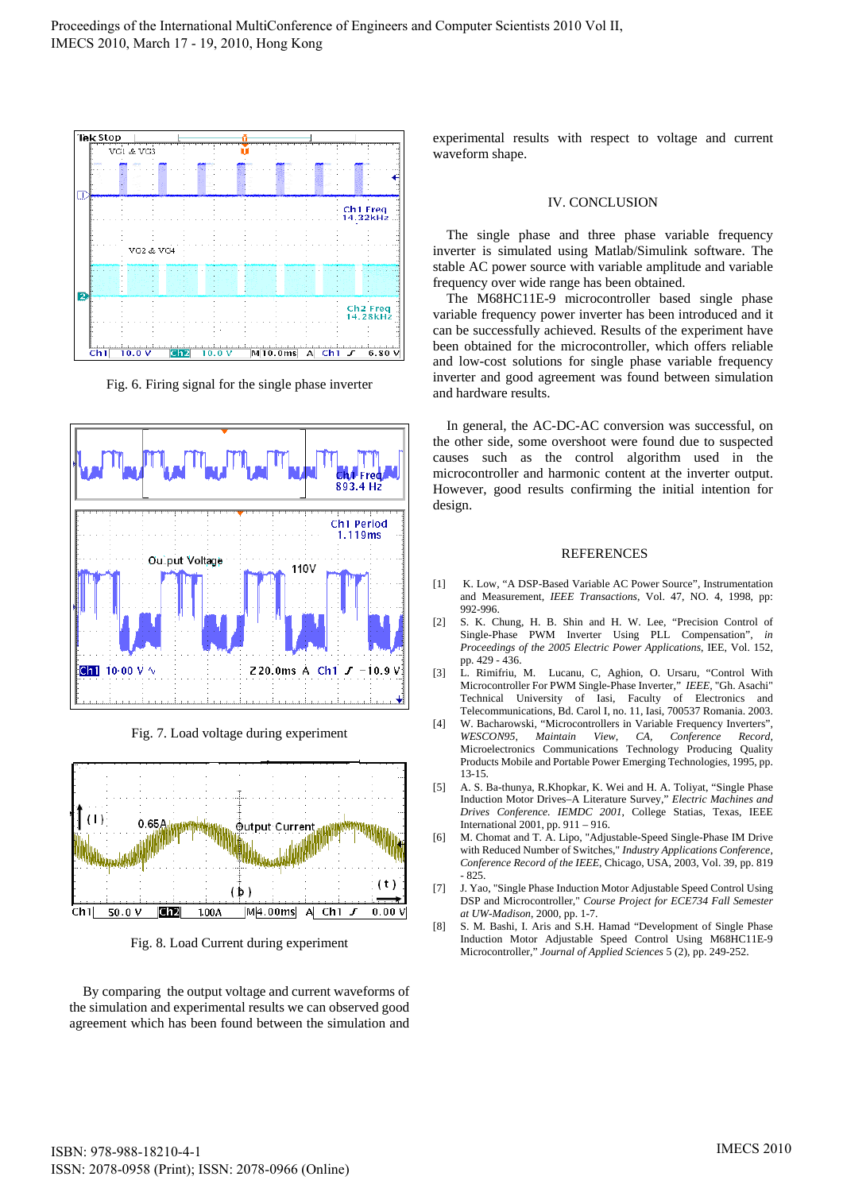Tek Stop
VG1 & VG3
Ch1 Freq
14.32kHz
VG2 & VG4
Ch2 Freq
14.28kHz
Ch1 10.0 V Ch2 10.0 V M 10.0ms A Ch1 6.80 V

Fig. 6. Firing signal for the single phase inverter

Ch1 Freq
893.4 Hz
Ch1 Period
1.119ms
Output Voltage
110V
Ch1 10.00 V Z 20.0ms A Ch1 -10.9 V

Fig. 7. Load voltage during experiment

(I)
0.65A
Output Current
(b)
(t)
Ch1 50.0 V Ch2 100A M 4.00ms A Ch1 0.00 V

Fig. 8. Load Current during experiment

By comparing the output voltage and current waveforms of the simulation and experimental results we can observed good agreement which has been found between the simulation and experimental results with respect to voltage and current waveform shape.

## IV. CONCLUSION

The single phase and three phase variable frequency inverter is simulated using Matlab/Simulink software. The stable AC power source with variable amplitude and variable frequency over wide range has been obtained.

The M68HC11E-9 microcontroller based single phase variable frequency power inverter has been introduced and it can be successfully achieved. Results of the experiment have been obtained for the microcontroller, which offers reliable and low-cost solutions for single phase variable frequency inverter and good agreement was found between simulation and hardware results.

In general, the AC-DC-AC conversion was successful, on the other side, some overshoot were found due to suspected causes such as the control algorithm used in the microcontroller and harmonic content at the inverter output. However, good results confirming the initial intention for design.

## REFERENCES

[1] K. Low, "A DSP-Based Variable AC Power Source", Instrumentation and Measurement, *IEEE Transactions*, Vol. 47, NO. 4, 1998, pp: 992-996.

[2] S. K. Chung, H. B. Shin and H. W. Lee, "Precision Control of Single-Phase PWM Inverter Using PLL Compensation", *in Proceedings of the 2005 Electric Power Applications*, IEE, Vol. 152, pp. 429 - 436.

[3] L. Rimifriu, M. Lucanu, C, Aghion, O. Ursaru, "Control With Microcontroller For PWM Single-Phase Inverter," *IEEE*, "Gh. Asachi" Technical University of Iasi, Faculty of Electronics and Telecommunications, Bd. Carol I, no. 11, Iasi, 700537 Romania. 2003.

[4] W. Bacharowski, "Microcontrollers in Variable Frequency Inverters", *WESCON95, Maintain View, CA, Conference Record*, Microelectronics Communications Technology Producing Quality Products Mobile and Portable Power Emerging Technologies, 1995, pp. 13-15.

[5] A. S. Ba-thunya, R.Khopkar, K. Wei and H. A. Toliyat, "Single Phase Induction Motor Drives–A Literature Survey," *Electric Machines and Drives Conference. IEMDC 2001*, College Statias, Texas, IEEE International 2001, pp. 911 – 916.

[6] M. Chomat and T. A. Lipo, "Adjustable-Speed Single-Phase IM Drive with Reduced Number of Switches," *Industry Applications Conference, Conference Record of the IEEE*, Chicago, USA, 2003, Vol. 39, pp. 819 - 825.

[7] J. Yao, "Single Phase Induction Motor Adjustable Speed Control Using DSP and Microcontroller," *Course Project for ECE734 Fall Semester at UW-Madison*, 2000, pp. 1-7.

[8] S. M. Bashi, I. Aris and S.H. Hamad "Development of Single Phase Induction Motor Adjustable Speed Control Using M68HC11E-9 Microcontroller," *Journal of Applied Sciences* 5 (2), pp. 249-252.